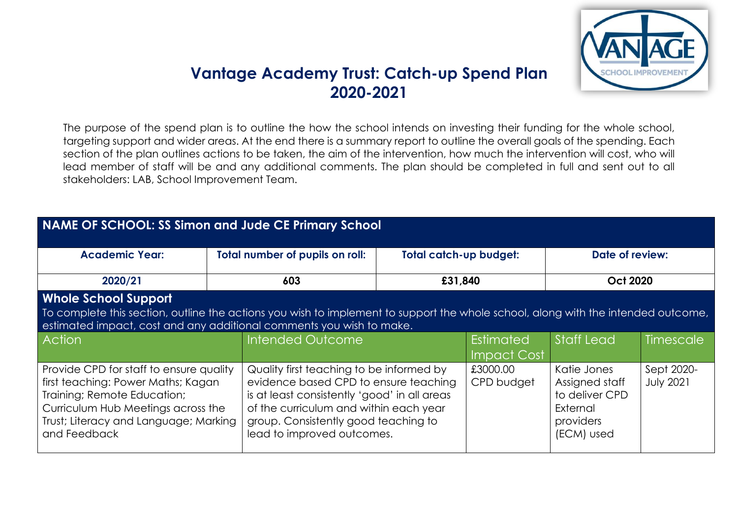# Vantage Academy Trust: Catch-up Spend Plan 2020-2021

The purpose of the spend plan is to outline the how the school intends on investing their funding for the whole school, targeting support and wider areas. At the end there is a summary report to outline the overall goals of the spending. Each section of the plan outlines actions to be taken, the aim of the intervention, how much the intervention will cost, who will lead member of staff will be and any additional comments. The plan should be completed in full and sent out to all stakeholders: LAB, School Improvement Team.

| NAME OF SCHOOL: SS Simon and Jude CE Primary School | | | |
|---|---|---|---|
| **Academic Year:** | **Total number of pupils on roll:** | **Total catch-up budget:** | **Date of review:** |
| **2020/21** | **603** | **£31,840** | **Oct 2020** |

## Whole School Support

To complete this section, outline the actions you wish to implement to support the whole school, along with the intended outcome, estimated impact, cost and any additional comments you wish to make.

| Action | Intended Outcome | Estimated Impact Cost | Staff Lead | Timescale |
|---|---|---|---|---|
| Provide CPD for staff to ensure quality first teaching: Power Maths; Kagan Training; Remote Education; Curriculum Hub Meetings across the Trust; Literacy and Language; Marking and Feedback | Quality first teaching to be informed by evidence based CPD to ensure teaching is at least consistently 'good' in all areas of the curriculum and within each year group. Consistently good teaching to lead to improved outcomes. | £3000.00 CPD budget | Katie Jones Assigned staff to deliver CPD External providers (ECM) used | Sept 2020-July 2021 |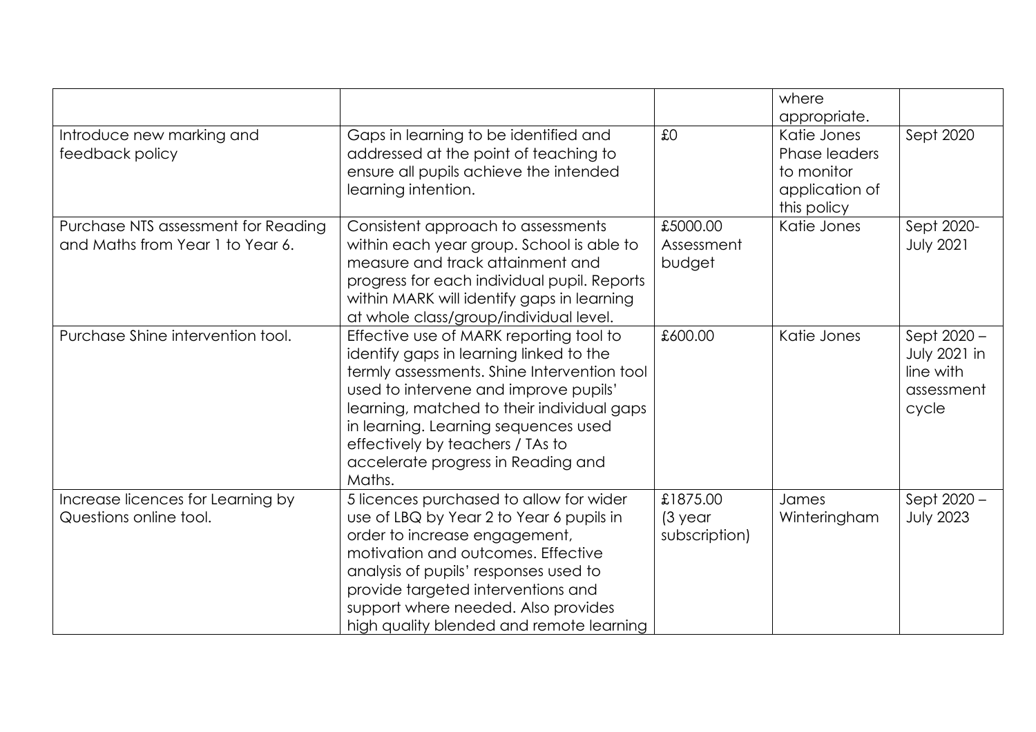| | | | | |
|---|---|---|---|---|
| | | | where appropriate. | |
| Introduce new marking and feedback policy | Gaps in learning to be identified and addressed at the point of teaching to ensure all pupils achieve the intended learning intention. | £0 | Katie Jones Phase leaders to monitor application of this policy | Sept 2020 |
| Purchase NTS assessment for Reading and Maths from Year 1 to Year 6. | Consistent approach to assessments within each year group. School is able to measure and track attainment and progress for each individual pupil. Reports within MARK will identify gaps in learning at whole class/group/individual level. | £5000.00 Assessment budget | Katie Jones | Sept 2020-July 2021 |
| Purchase Shine intervention tool. | Effective use of MARK reporting tool to identify gaps in learning linked to the termly assessments. Shine Intervention tool used to intervene and improve pupils' learning, matched to their individual gaps in learning. Learning sequences used effectively by teachers / TAs to accelerate progress in Reading and Maths. | £600.00 | Katie Jones | Sept 2020 – July 2021 in line with assessment cycle |
| Increase licences for Learning by Questions online tool. | 5 licences purchased to allow for wider use of LBQ by Year 2 to Year 6 pupils in order to increase engagement, motivation and outcomes. Effective analysis of pupils' responses used to provide targeted interventions and support where needed. Also provides high quality blended and remote learning | £1875.00 (3 year subscription) | James Winteringham | Sept 2020 – July 2023 |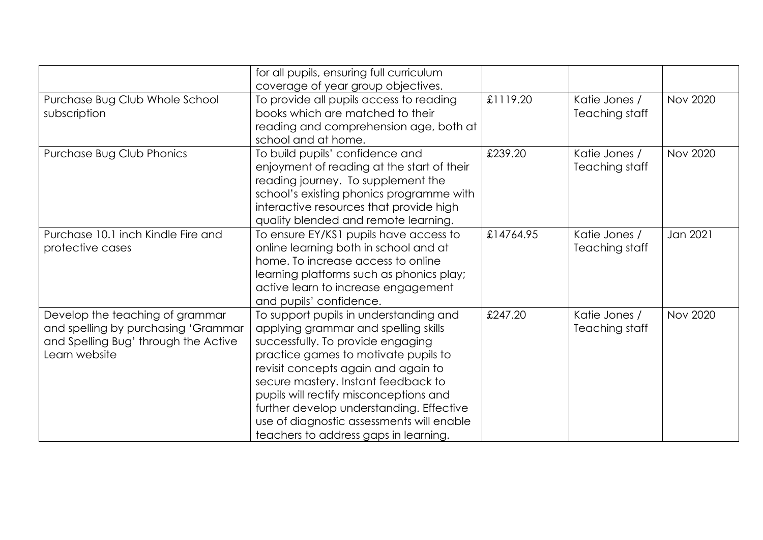| | | | | |
|---|---|---|---|---|
| | for all pupils, ensuring full curriculum coverage of year group objectives. | | | |
| Purchase Bug Club Whole School subscription | To provide all pupils access to reading books which are matched to their reading and comprehension age, both at school and at home. | £1119.20 | Katie Jones / Teaching staff | Nov 2020 |
| Purchase Bug Club Phonics | To build pupils' confidence and enjoyment of reading at the start of their reading journey. To supplement the school's existing phonics programme with interactive resources that provide high quality blended and remote learning. | £239.20 | Katie Jones / Teaching staff | Nov 2020 |
| Purchase 10.1 inch Kindle Fire and protective cases | To ensure EY/KS1 pupils have access to online learning both in school and at home. To increase access to online learning platforms such as phonics play; active learn to increase engagement and pupils' confidence. | £14764.95 | Katie Jones / Teaching staff | Jan 2021 |
| Develop the teaching of grammar and spelling by purchasing 'Grammar and Spelling Bug' through the Active Learn website | To support pupils in understanding and applying grammar and spelling skills successfully. To provide engaging practice games to motivate pupils to revisit concepts again and again to secure mastery. Instant feedback to pupils will rectify misconceptions and further develop understanding. Effective use of diagnostic assessments will enable teachers to address gaps in learning. | £247.20 | Katie Jones / Teaching staff | Nov 2020 |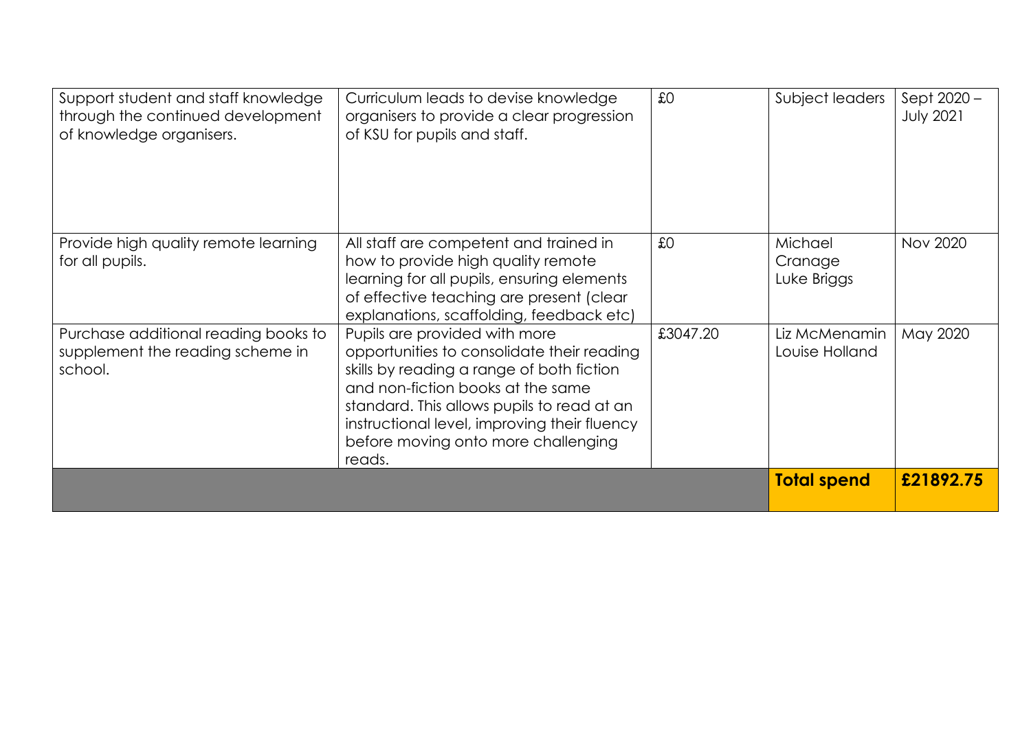| | | | | |
|---|---|---|---|---|
| Support student and staff knowledge through the continued development of knowledge organisers. | Curriculum leads to devise knowledge organisers to provide a clear progression of KSU for pupils and staff. | £0 | Subject leaders | Sept 2020 – July 2021 |
| Provide high quality remote learning for all pupils. | All staff are competent and trained in how to provide high quality remote learning for all pupils, ensuring elements of effective teaching are present (clear explanations, scaffolding, feedback etc) | £0 | Michael Cranage<br>Luke Briggs | Nov 2020 |
| Purchase additional reading books to supplement the reading scheme in school. | Pupils are provided with more opportunities to consolidate their reading skills by reading a range of both fiction and non-fiction books at the same standard. This allows pupils to read at an instructional level, improving their fluency before moving onto more challenging reads. | £3047.20 | Liz McMenamin<br>Louise Holland | May 2020 |
| | | | **Total spend** | **£21892.75** |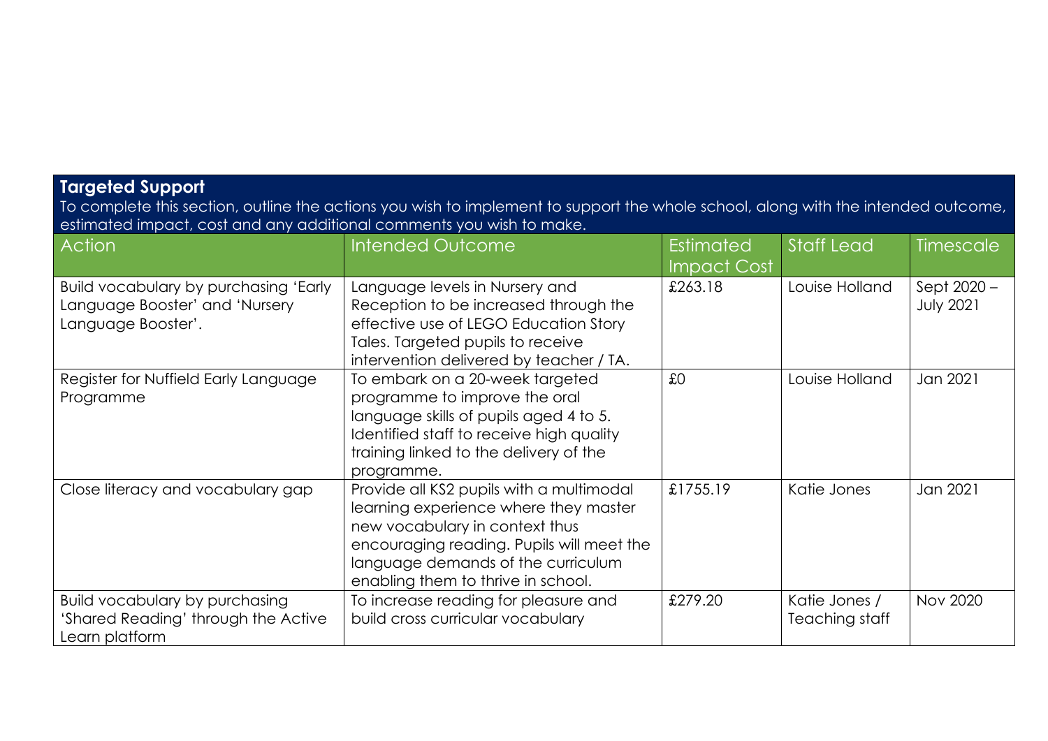**Targeted Support**

To complete this section, outline the actions you wish to implement to support the whole school, along with the intended outcome, estimated impact, cost and any additional comments you wish to make.

| Action | Intended Outcome | Estimated Impact Cost | Staff Lead | Timescale |
|---|---|---|---|---|
| Build vocabulary by purchasing 'Early Language Booster' and 'Nursery Language Booster'. | Language levels in Nursery and Reception to be increased through the effective use of LEGO Education Story Tales. Targeted pupils to receive intervention delivered by teacher / TA. | £263.18 | Louise Holland | Sept 2020 – July 2021 |
| Register for Nuffield Early Language Programme | To embark on a 20-week targeted programme to improve the oral language skills of pupils aged 4 to 5. Identified staff to receive high quality training linked to the delivery of the programme. | £0 | Louise Holland | Jan 2021 |
| Close literacy and vocabulary gap | Provide all KS2 pupils with a multimodal learning experience where they master new vocabulary in context thus encouraging reading. Pupils will meet the language demands of the curriculum enabling them to thrive in school. | £1755.19 | Katie Jones | Jan 2021 |
| Build vocabulary by purchasing 'Shared Reading' through the Active Learn platform | To increase reading for pleasure and build cross curricular vocabulary | £279.20 | Katie Jones / Teaching staff | Nov 2020 |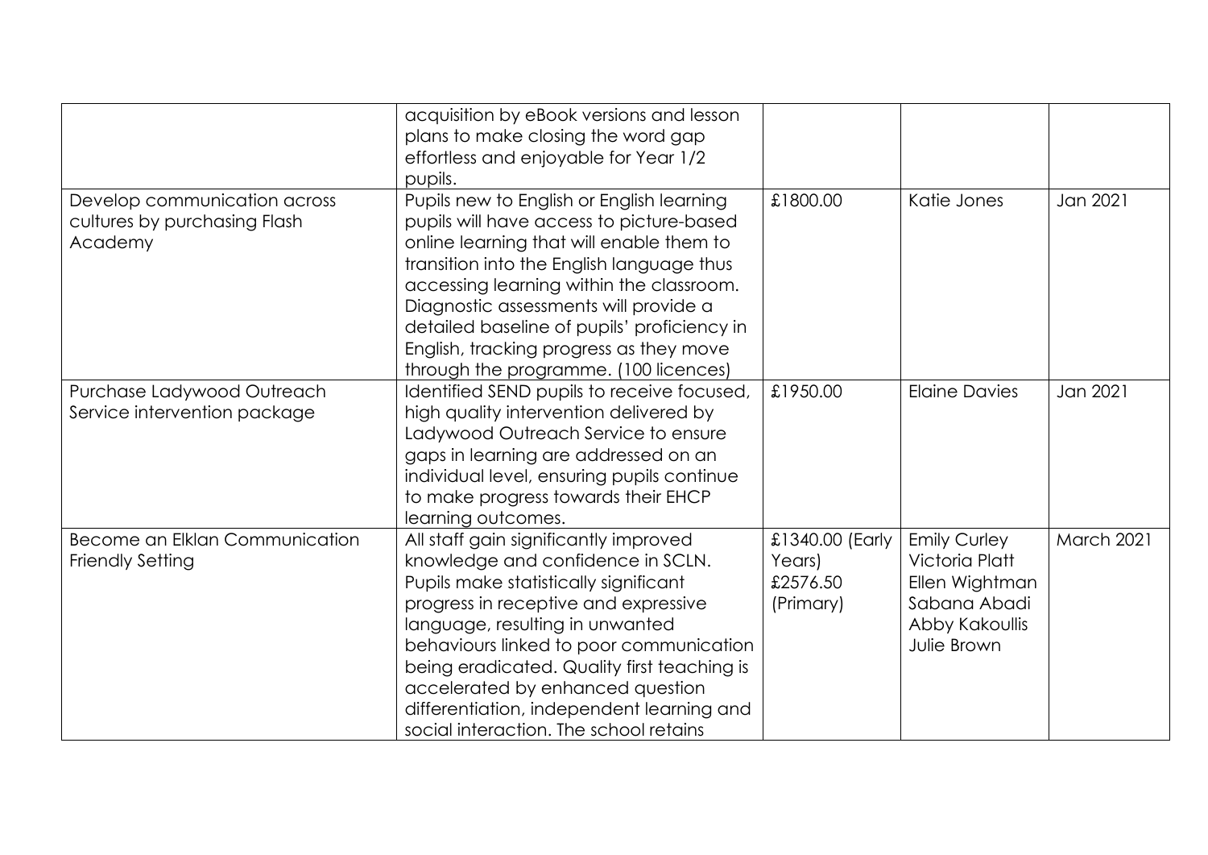| | | | | |
|---|---|---|---|---|
| | acquisition by eBook versions and lesson plans to make closing the word gap effortless and enjoyable for Year 1/2 pupils. | | | |
| Develop communication across cultures by purchasing Flash Academy | Pupils new to English or English learning pupils will have access to picture-based online learning that will enable them to transition into the English language thus accessing learning within the classroom. Diagnostic assessments will provide a detailed baseline of pupils' proficiency in English, tracking progress as they move through the programme. (100 licences) | £1800.00 | Katie Jones | Jan 2021 |
| Purchase Ladywood Outreach Service intervention package | Identified SEND pupils to receive focused, high quality intervention delivered by Ladywood Outreach Service to ensure gaps in learning are addressed on an individual level, ensuring pupils continue to make progress towards their EHCP learning outcomes. | £1950.00 | Elaine Davies | Jan 2021 |
| Become an Elklan Communication Friendly Setting | All staff gain significantly improved knowledge and confidence in SCLN. Pupils make statistically significant progress in receptive and expressive language, resulting in unwanted behaviours linked to poor communication being eradicated. Quality first teaching is accelerated by enhanced question differentiation, independent learning and social interaction. The school retains | £1340.00 (Early Years)<br>£2576.50 (Primary) | Emily Curley<br>Victoria Platt<br>Ellen Wightman<br>Sabana Abadi<br>Abby Kakoullis<br>Julie Brown | March 2021 |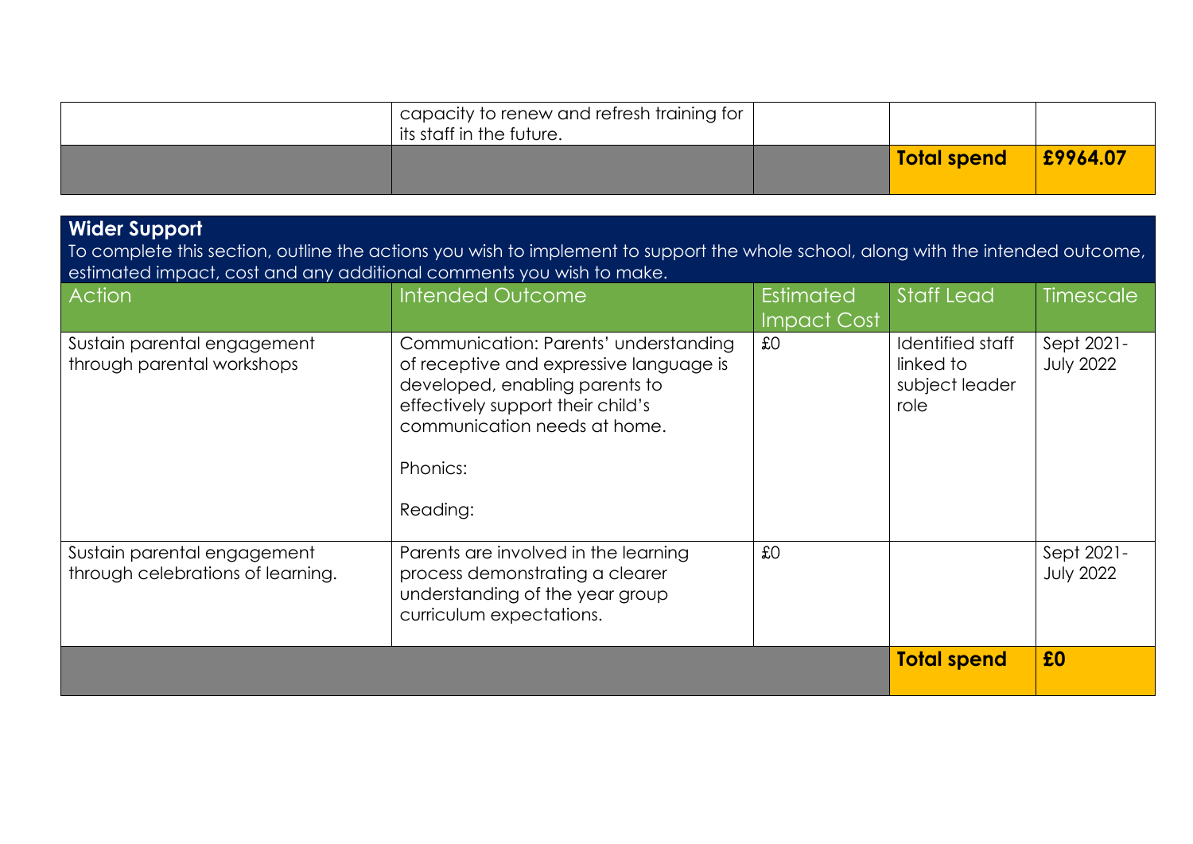| | | | | |
|---|---|---|---|---|
| | capacity to renew and refresh training for its staff in the future. | | | |
| | | | **Total spend** | **£9964.07** |

**Wider Support**

To complete this section, outline the actions you wish to implement to support the whole school, along with the intended outcome, estimated impact, cost and any additional comments you wish to make.

| Action | Intended Outcome | Estimated Impact Cost | Staff Lead | Timescale |
|---|---|---|---|---|
| Sustain parental engagement through parental workshops | Communication: Parents' understanding of receptive and expressive language is developed, enabling parents to effectively support their child's communication needs at home.<br><br>Phonics:<br><br>Reading: | £0 | Identified staff linked to subject leader role | Sept 2021-July 2022 |
| Sustain parental engagement through celebrations of learning. | Parents are involved in the learning process demonstrating a clearer understanding of the year group curriculum expectations. | £0 | | Sept 2021-July 2022 |
| | | | **Total spend** | **£0** |